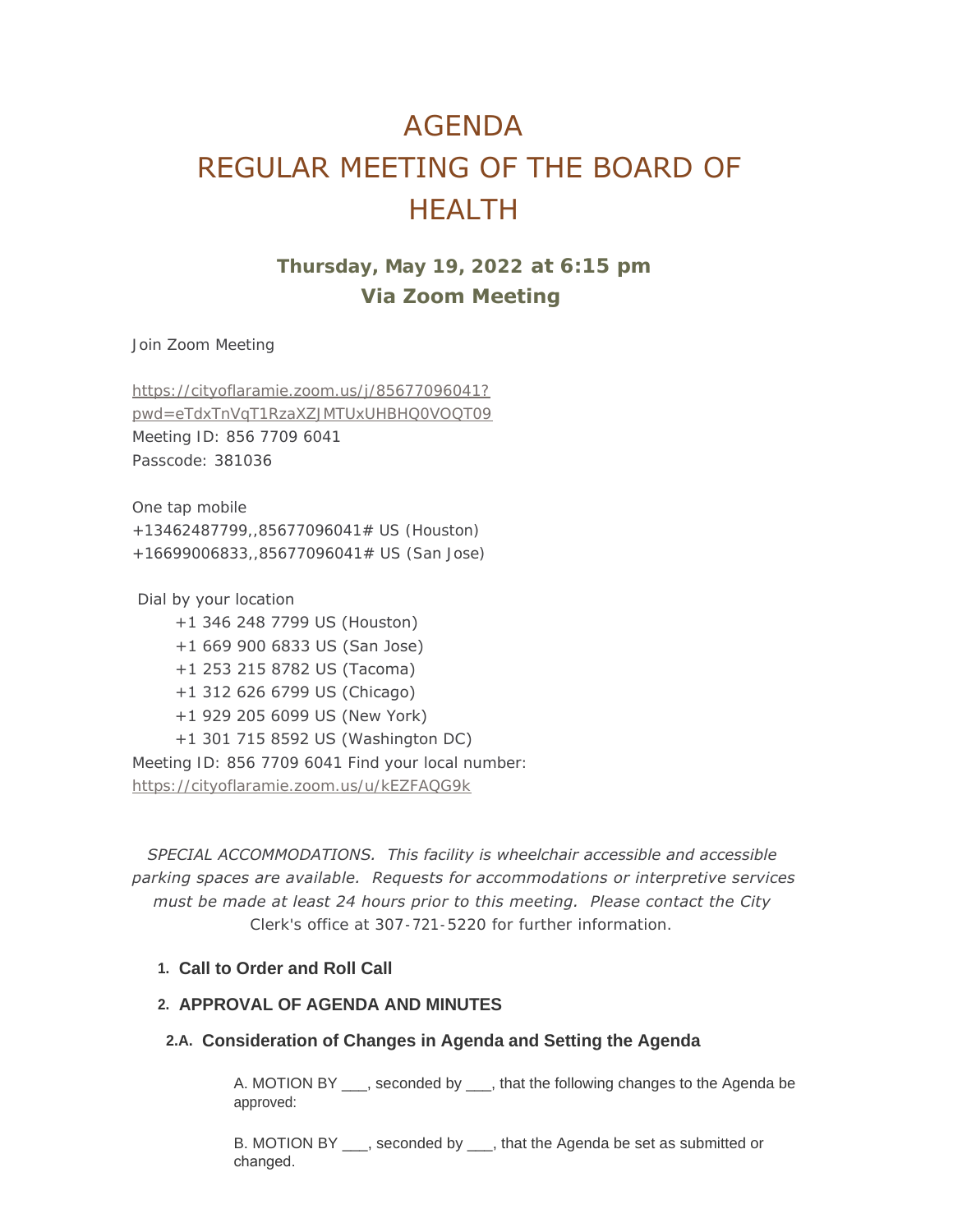# AGENDA
# REGULAR MEETING OF THE BOARD OF HEALTH

### Thursday, May 19, 2022 at 6:15 pm
### Via Zoom Meeting

Join Zoom Meeting

https://cityoflaramie.zoom.us/j/85677096041?pwd=eTdxTnVqT1RzaXZJMTUxUHBHQ0VOQT09
Meeting ID: 856 7709 6041
Passcode: 381036

One tap mobile
+13462487799,,85677096041# US (Houston)
+16699006833,,85677096041# US (San Jose)

Dial by your location
- +1 346 248 7799 US (Houston)
- +1 669 900 6833 US (San Jose)
- +1 253 215 8782 US (Tacoma)
- +1 312 626 6799 US (Chicago)
- +1 929 205 6099 US (New York)
- +1 301 715 8592 US (Washington DC)

Meeting ID: 856 7709 6041 Find your local number: https://cityoflaramie.zoom.us/u/kEZFAQG9k

*SPECIAL ACCOMMODATIONS. This facility is wheelchair accessible and accessible parking spaces are available. Requests for accommodations or interpretive services must be made at least 24 hours prior to this meeting. Please contact the City* Clerk's office at 307-721-5220 for further information.

1. **Call to Order and Roll Call**

2. **APPROVAL OF AGENDA AND MINUTES**

**2.A. Consideration of Changes in Agenda and Setting the Agenda**

A. MOTION BY ___, seconded by ___, that the following changes to the Agenda be approved:

B. MOTION BY ___, seconded by ___, that the Agenda be set as submitted or changed.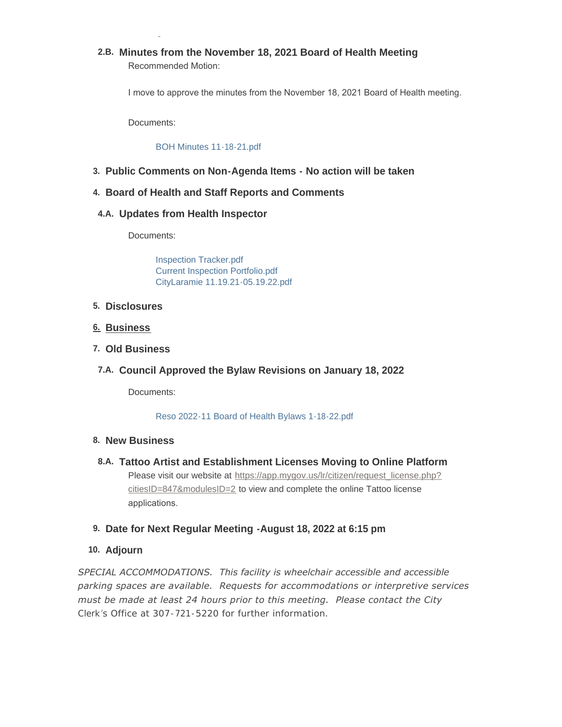## 2.B. Minutes from the November 18, 2021 Board of Health Meeting

Recommended Motion:

I move to approve the minutes from the November 18, 2021 Board of Health meeting.

Documents:

BOH Minutes 11-18-21.pdf

## 3. Public Comments on Non-Agenda Items - No action will be taken

## 4. Board of Health and Staff Reports and Comments

## 4.A. Updates from Health Inspector

Documents:

Inspection Tracker.pdf
Current Inspection Portfolio.pdf
CityLaramie 11.19.21-05.19.22.pdf

## 5. Disclosures

## 6. Business

## 7. Old Business

## 7.A. Council Approved the Bylaw Revisions on January 18, 2022

Documents:

Reso 2022-11 Board of Health Bylaws 1-18-22.pdf

## 8. New Business

## 8.A. Tattoo Artist and Establishment Licenses Moving to Online Platform

Please visit our website at https://app.mygov.us/lr/citizen/request_license.php?citiesID=847&modulesID=2 to view and complete the online Tattoo license applications.

## 9. Date for Next Regular Meeting -August 18, 2022 at 6:15 pm

## 10. Adjourn

*SPECIAL ACCOMMODATIONS. This facility is wheelchair accessible and accessible parking spaces are available. Requests for accommodations or interpretive services must be made at least 24 hours prior to this meeting. Please contact the City* Clerk's Office at 307-721-5220 for further information.